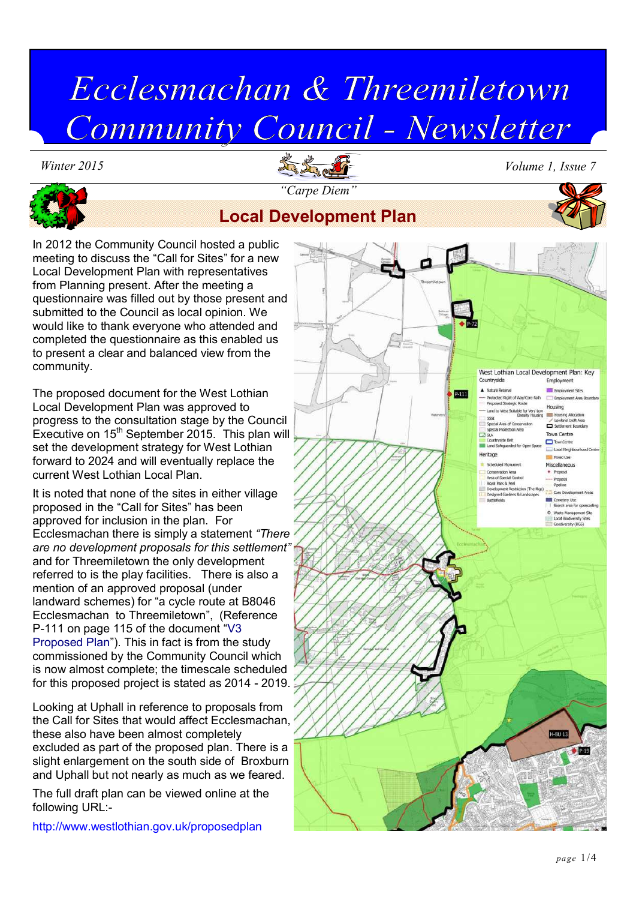# Ecclesmachan & Threemiletown Community Council - Newsletter

*Winter 2015*

*Volume 1, Issue 7*

*"Carpe Diem"*

## Local Development Plan

In 2012 the Community Council hosted a public meeting to discuss the "Call for Sites" for a new Local Development Plan with representatives from Planning present. After the meeting a questionnaire was filled out by those present and submitted to the Council as local opinion. We would like to thank everyone who attended and completed the questionnaire as this enabled us to present a clear and balanced view from the community.

The proposed document for the West Lothian Local Development Plan was approved to progress to the consultation stage by the Council Executive on 15th September 2015. This plan will set the development strategy for West Lothian forward to 2024 and will eventually replace the current West Lothian Local Plan.

It is noted that none of the sites in either village proposed in the "Call for Sites" has been approved for inclusion in the plan. For Ecclesmachan there is simply a statement *"There are no development proposals for this settlement"* and for Threemiletown the only development referred to is the play facilities. There is also a mention of an approved proposal (under landward schemes) for "a cycle route at B8046 Ecclesmachan to Threemiletown", (Reference P-111 on page 115 of the document "V3 Proposed Plan"). This in fact is from the study commissioned by the Community Council which is now almost complete; the timescale scheduled for this proposed project is stated as 2014 - 2019.

Looking at Uphall in reference to proposals from the Call for Sites that would affect Ecclesmachan, these also have been almost completely excluded as part of the proposed plan. There is a slight enlargement on the south side of Broxburn and Uphall but not nearly as much as we feared.

The full draft plan can be viewed online at the following URL:-

http://www.westlothian.gov.uk/proposedplan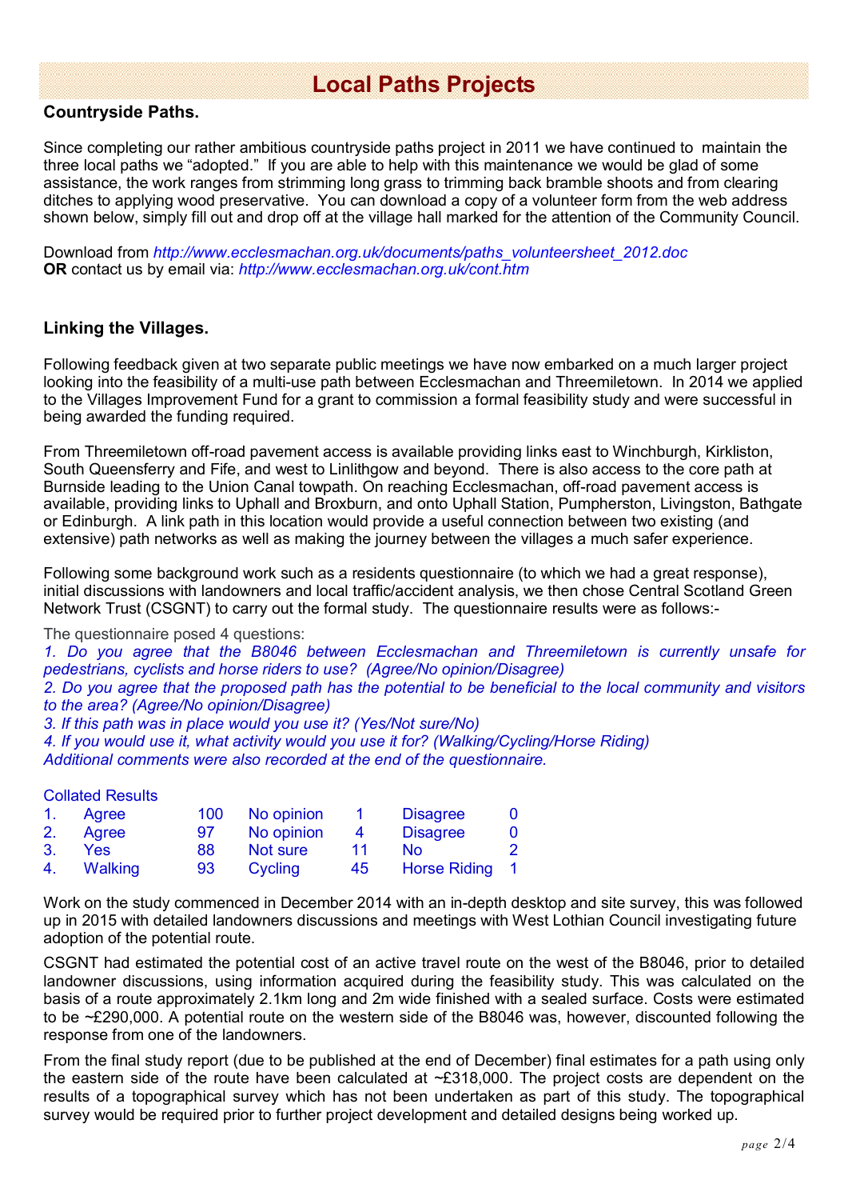# Local Paths Projects

## Countryside Paths.

Since completing our rather ambitious countryside paths project in 2011 we have continued to maintain the three local paths we "adopted." If you are able to help with this maintenance we would be glad of some assistance, the work ranges from strimming long grass to trimming back bramble shoots and from clearing ditches to applying wood preservative. You can download a copy of a volunteer form from the web address shown below, simply fill out and drop off at the village hall marked for the attention of the Community Council.

Download from *http://www.ecclesmachan.org.uk/documents/paths_volunteersheet_2012.doc*
**OR** contact us by email via: *http://www.ecclesmachan.org.uk/cont.htm*

## Linking the Villages.

Following feedback given at two separate public meetings we have now embarked on a much larger project looking into the feasibility of a multi-use path between Ecclesmachan and Threemiletown. In 2014 we applied to the Villages Improvement Fund for a grant to commission a formal feasibility study and were successful in being awarded the funding required.

From Threemiletown off-road pavement access is available providing links east to Winchburgh, Kirkliston, South Queensferry and Fife, and west to Linlithgow and beyond. There is also access to the core path at Burnside leading to the Union Canal towpath. On reaching Ecclesmachan, off-road pavement access is available, providing links to Uphall and Broxburn, and onto Uphall Station, Pumpherston, Livingston, Bathgate or Edinburgh. A link path in this location would provide a useful connection between two existing (and extensive) path networks as well as making the journey between the villages a much safer experience.

Following some background work such as a residents questionnaire (to which we had a great response), initial discussions with landowners and local traffic/accident analysis, we then chose Central Scotland Green Network Trust (CSGNT) to carry out the formal study. The questionnaire results were as follows:-

The questionnaire posed 4 questions:

*1. Do you agree that the B8046 between Ecclesmachan and Threemiletown is currently unsafe for pedestrians, cyclists and horse riders to use? (Agree/No opinion/Disagree)*
*2. Do you agree that the proposed path has the potential to be beneficial to the local community and visitors to the area? (Agree/No opinion/Disagree)*
*3. If this path was in place would you use it? (Yes/Not sure/No)*
*4. If you would use it, what activity would you use it for? (Walking/Cycling/Horse Riding)*
*Additional comments were also recorded at the end of the questionnaire.*

Collated Results

| | | | | | | |
|---|---|---|---|---|---|---|
| 1. | Agree | 100 | No opinion | 1 | Disagree | 0 |
| 2. | Agree | 97 | No opinion | 4 | Disagree | 0 |
| 3. | Yes | 88 | Not sure | 11 | No | 2 |
| 4. | Walking | 93 | Cycling | 45 | Horse Riding | 1 |

Work on the study commenced in December 2014 with an in-depth desktop and site survey, this was followed up in 2015 with detailed landowners discussions and meetings with West Lothian Council investigating future adoption of the potential route.

CSGNT had estimated the potential cost of an active travel route on the west of the B8046, prior to detailed landowner discussions, using information acquired during the feasibility study. This was calculated on the basis of a route approximately 2.1km long and 2m wide finished with a sealed surface. Costs were estimated to be ~£290,000. A potential route on the western side of the B8046 was, however, discounted following the response from one of the landowners.

From the final study report (due to be published at the end of December) final estimates for a path using only the eastern side of the route have been calculated at ~£318,000. The project costs are dependent on the results of a topographical survey which has not been undertaken as part of this study. The topographical survey would be required prior to further project development and detailed designs being worked up.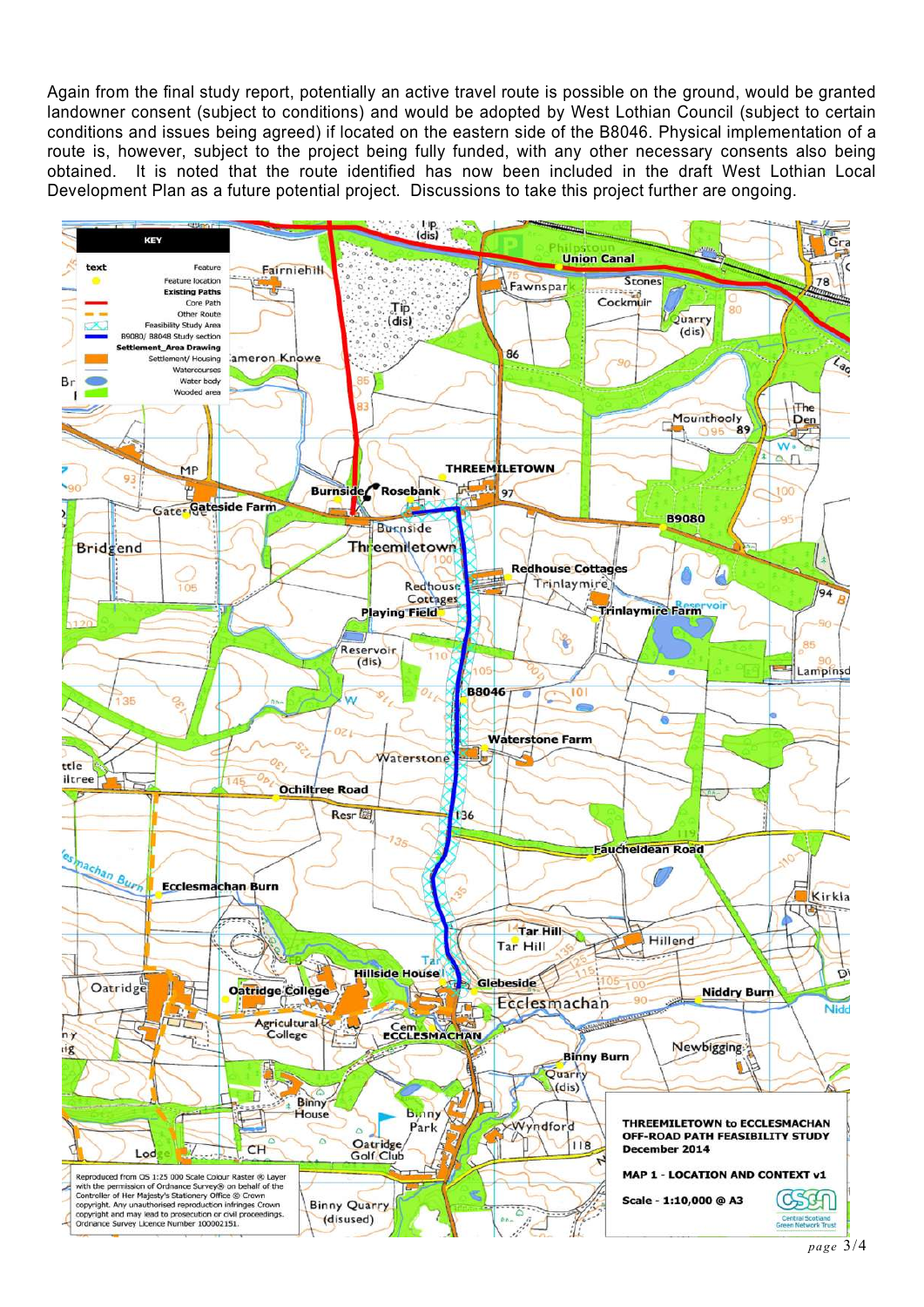Again from the final study report, potentially an active travel route is possible on the ground, would be granted landowner consent (subject to conditions) and would be adopted by West Lothian Council (subject to certain conditions and issues being agreed) if located on the eastern side of the B8046. Physical implementation of a route is, however, subject to the project being fully funded, with any other necessary consents also being obtained. It is noted that the route identified has now been included in the draft West Lothian Local Development Plan as a future potential project. Discussions to take this project further are ongoing.

**KEY**

- text — Feature
- Feature location
- **Existing Paths**
  - Core Path
  - Other Route
- Feasibility Study Area
- B9080/ B8048 Study section
- **Settlement_Area Drawing**
  - Settlement/ Housing
- Watercourses
- Water body
- Wooded area

**THREEMILETOWN to ECCLESMACHAN OFF-ROAD PATH FEASIBILITY STUDY**
**December 2014**

**MAP 1 - LOCATION AND CONTEXT v1**

**Scale - 1:10,000 @ A3**

Central Scotland Green Network Trust

Reproduced from OS 1:25 000 Scale Colour Raster ® Layer with the permission of Ordnance Survey® on behalf of the Controller of Her Majesty's Stationery Office © Crown copyright. Any unauthorised reproduction infringes Crown copyright and may lead to prosecution or civil proceedings. Ordnance Survey Licence Number 100002151.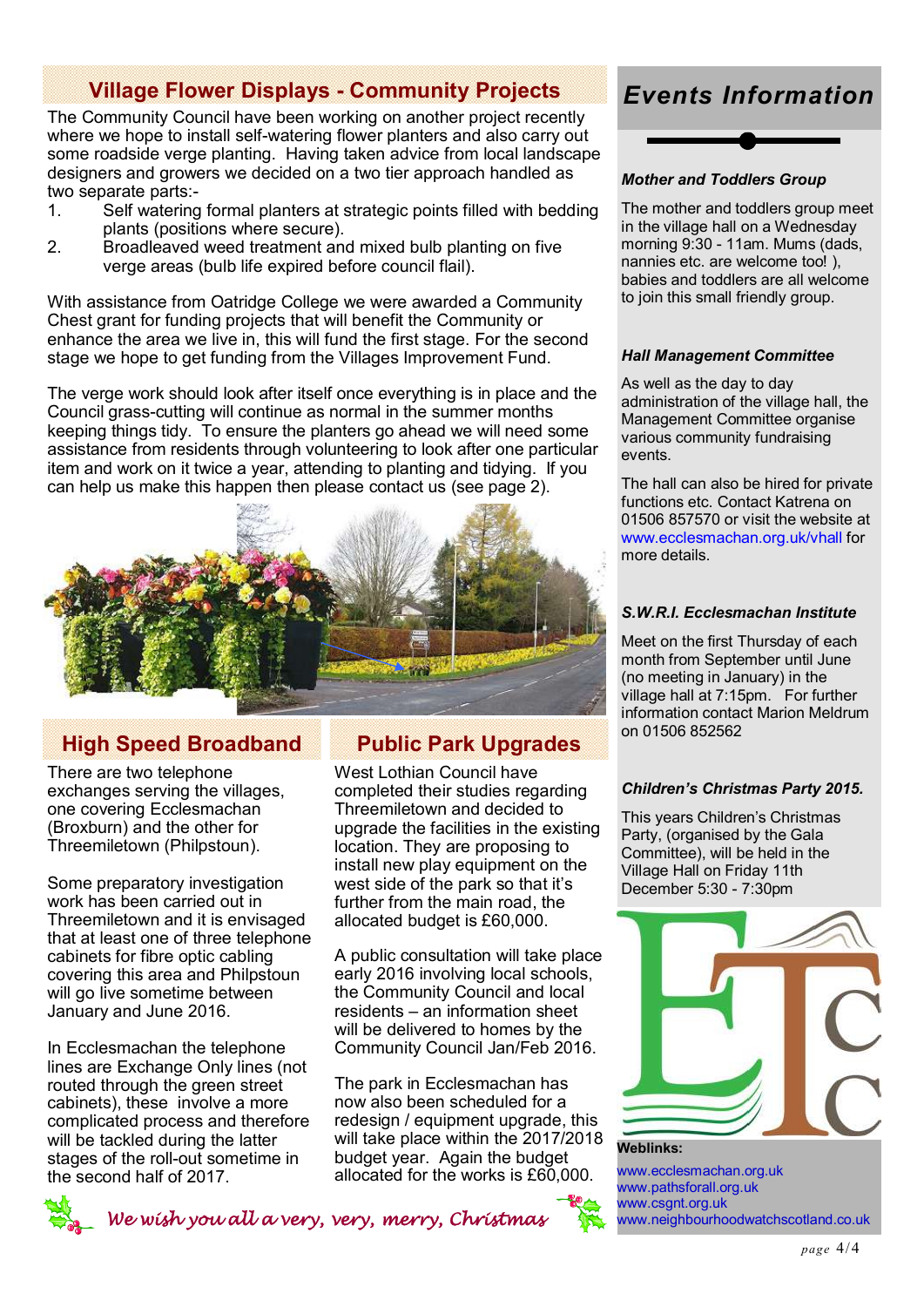## Village Flower Displays - Community Projects

The Community Council have been working on another project recently where we hope to install self-watering flower planters and also carry out some roadside verge planting. Having taken advice from local landscape designers and growers we decided on a two tier approach handled as two separate parts:-

1. Self watering formal planters at strategic points filled with bedding plants (positions where secure).
2. Broadleaved weed treatment and mixed bulb planting on five verge areas (bulb life expired before council flail).

With assistance from Oatridge College we were awarded a Community Chest grant for funding projects that will benefit the Community or enhance the area we live in, this will fund the first stage. For the second stage we hope to get funding from the Villages Improvement Fund.

The verge work should look after itself once everything is in place and the Council grass-cutting will continue as normal in the summer months keeping things tidy. To ensure the planters go ahead we will need some assistance from residents through volunteering to look after one particular item and work on it twice a year, attending to planting and tidying. If you can help us make this happen then please contact us (see page 2).

## High Speed Broadband

There are two telephone exchanges serving the villages, one covering Ecclesmachan (Broxburn) and the other for Threemiletown (Philpstoun).

Some preparatory investigation work has been carried out in Threemiletown and it is envisaged that at least one of three telephone cabinets for fibre optic cabling covering this area and Philpstoun will go live sometime between January and June 2016.

In Ecclesmachan the telephone lines are Exchange Only lines (not routed through the green street cabinets), these involve a more complicated process and therefore will be tackled during the latter stages of the roll-out sometime in the second half of 2017.

## Public Park Upgrades

West Lothian Council have completed their studies regarding Threemiletown and decided to upgrade the facilities in the existing location. They are proposing to install new play equipment on the west side of the park so that it's further from the main road, the allocated budget is £60,000.

A public consultation will take place early 2016 involving local schools, the Community Council and local residents – an information sheet will be delivered to homes by the Community Council Jan/Feb 2016.

The park in Ecclesmachan has now also been scheduled for a redesign / equipment upgrade, this will take place within the 2017/2018 budget year. Again the budget allocated for the works is £60,000.

*We wish you all a very, very, merry, Christmas*

## Events Information

***Mother and Toddlers Group***

The mother and toddlers group meet in the village hall on a Wednesday morning 9:30 - 11am. Mums (dads, nannies etc. are welcome too! ), babies and toddlers are all welcome to join this small friendly group.

***Hall Management Committee***

As well as the day to day administration of the village hall, the Management Committee organise various community fundraising events.

The hall can also be hired for private functions etc. Contact Katrena on 01506 857570 or visit the website at www.ecclesmachan.org.uk/vhall for more details.

***S.W.R.I. Ecclesmachan Institute***

Meet on the first Thursday of each month from September until June (no meeting in January) in the village hall at 7:15pm. For further information contact Marion Meldrum on 01506 852562

***Children's Christmas Party 2015.***

This years Children's Christmas Party, (organised by the Gala Committee), will be held in the Village Hall on Friday 11th December 5:30 - 7:30pm

**Weblinks:**

www.ecclesmachan.org.uk
www.pathsforall.org.uk
www.csgnt.org.uk
www.neighbourhoodwatchscotland.co.uk